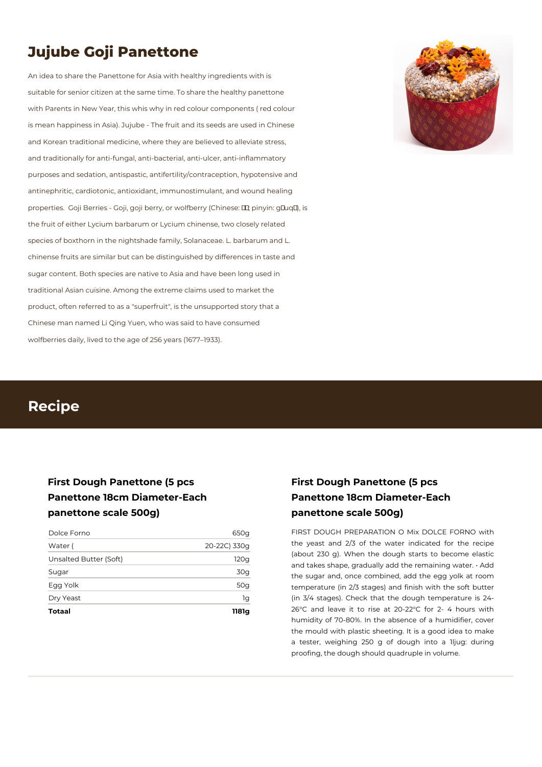# Jujube Goji Panettone

An idea to share the Panettone for Asia with healthy ingredients with is suitable for senior citizen at the same time. To share the healthy panettone with Parents in New Year, this whis why in red colour components ( red colour is mean happiness in Asia). Jujube - The fruit and its seeds are used in Chinese and Korean traditional medicine, where they are believed to alleviate stress, and traditionally for anti-fungal, anti-bacterial, anti-ulcer, anti-inflammatory purposes and sedation, antispastic, antifertility/contraception, hypotensive and antinephritic, cardiotonic, antioxidant, immunostimulant, and wound healing properties. Goji Berries - Goji, goji berry, or wolfberry (Chinese: ��; pinyin: g�uq�), is the fruit of either Lycium barbarum or Lycium chinense, two closely related species of boxthorn in the nightshade family, Solanaceae. L. barbarum and L. chinense fruits are similar but can be distinguished by differences in taste and sugar content. Both species are native to Asia and have been long used in traditional Asian cuisine. Among the extreme claims used to market the product, often referred to as a "superfruit", is the unsupported story that a Chinese man named Li Qing Yuen, who was said to have consumed wolfberries daily, lived to the age of 256 years (1677–1933).

## Recipe

### First Dough Panettone (5 pcs Panettone 18cm Diameter-Each panettone scale 500g)

| Ingredient | Amount |
|---|---|
| Dolce Forno | 650g |
| Water ( | 20-22C) 330g |
| Unsalted Butter (Soft) | 120g |
| Sugar | 30g |
| Egg Yolk | 50g |
| Dry Yeast | 1g |
| **Totaal** | **1181g** |

### First Dough Panettone (5 pcs Panettone 18cm Diameter-Each panettone scale 500g)

FIRST DOUGH PREPARATION O Mix DOLCE FORNO with the yeast and 2/3 of the water indicated for the recipe (about 230 g). When the dough starts to become elastic and takes shape, gradually add the remaining water. • Add the sugar and, once combined, add the egg yolk at room temperature (in 2/3 stages) and finish with the soft butter (in 3/4 stages). Check that the dough temperature is 24-26°C and leave it to rise at 20-22°C for 2- 4 hours with humidity of 70-80%. In the absence of a humidifier, cover the mould with plastic sheeting. It is a good idea to make a tester, weighing 250 g of dough into a 1ljug: during proofing, the dough should quadruple in volume.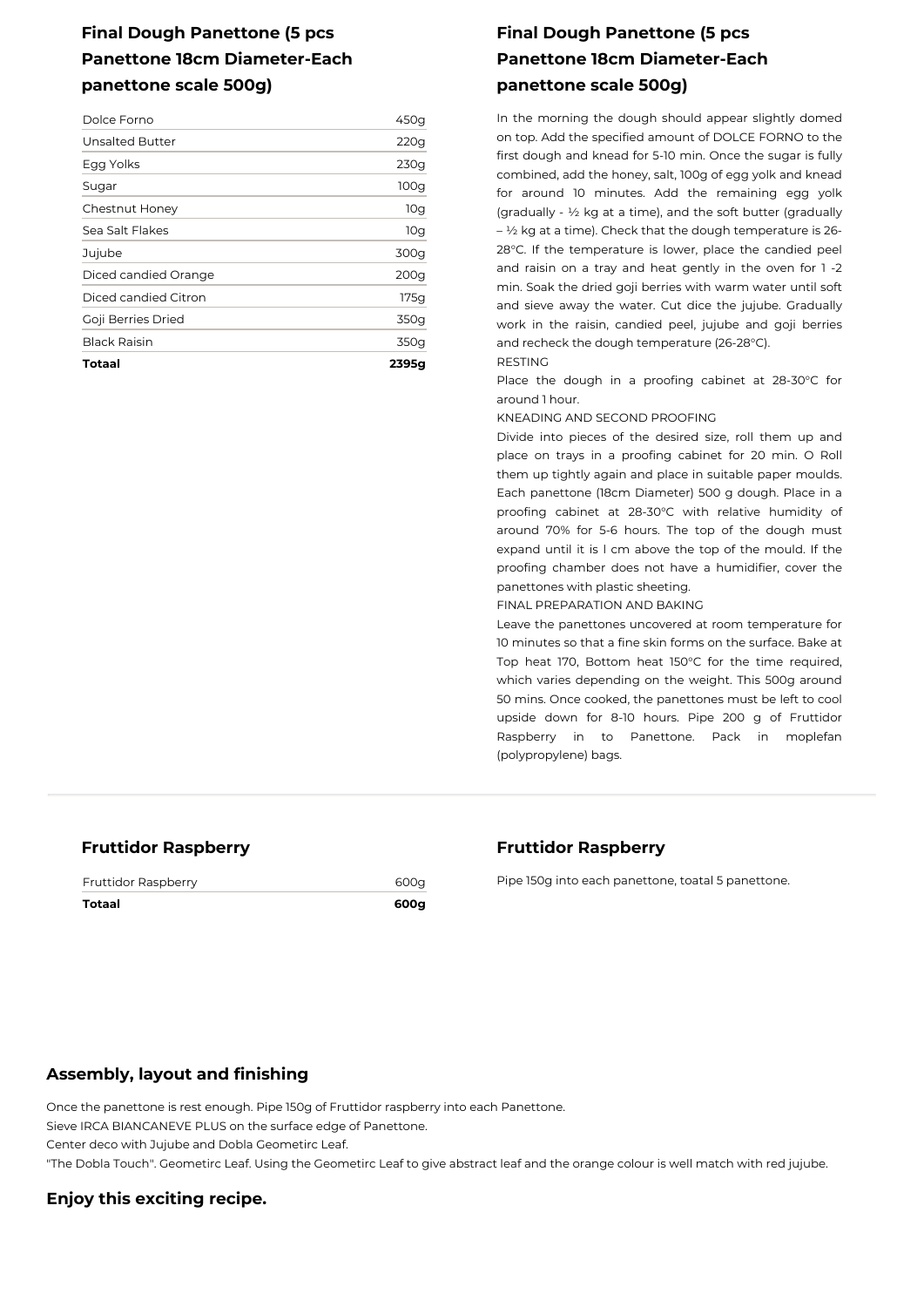## Final Dough Panettone (5 pcs Panettone 18cm Diameter-Each panettone scale 500g)

| Ingredient | Amount |
|---|---|
| Dolce Forno | 450g |
| Unsalted Butter | 220g |
| Egg Yolks | 230g |
| Sugar | 100g |
| Chestnut Honey | 10g |
| Sea Salt Flakes | 10g |
| Jujube | 300g |
| Diced candied Orange | 200g |
| Diced candied Citron | 175g |
| Goji Berries Dried | 350g |
| Black Raisin | 350g |
| **Totaal** | **2395g** |

## Final Dough Panettone (5 pcs Panettone 18cm Diameter-Each panettone scale 500g)

In the morning the dough should appear slightly domed on top. Add the specified amount of DOLCE FORNO to the first dough and knead for 5-10 min. Once the sugar is fully combined, add the honey, salt, 100g of egg yolk and knead for around 10 minutes. Add the remaining egg yolk (gradually - ½ kg at a time), and the soft butter (gradually – ½ kg at a time). Check that the dough temperature is 26-28°C. If the temperature is lower, place the candied peel and raisin on a tray and heat gently in the oven for 1 -2 min. Soak the dried goji berries with warm water until soft and sieve away the water. Cut dice the jujube. Gradually work in the raisin, candied peel, jujube and goji berries and recheck the dough temperature (26-28°C).

RESTING

Place the dough in a proofing cabinet at 28-30°C for around 1 hour.

KNEADING AND SECOND PROOFING

Divide into pieces of the desired size, roll them up and place on trays in a proofing cabinet for 20 min. O Roll them up tightly again and place in suitable paper moulds. Each panettone (18cm Diameter) 500 g dough. Place in a proofing cabinet at 28-30°C with relative humidity of around 70% for 5-6 hours. The top of the dough must expand until it is l cm above the top of the mould. If the proofing chamber does not have a humidifier, cover the panettones with plastic sheeting.

FINAL PREPARATION AND BAKING

Leave the panettones uncovered at room temperature for 10 minutes so that a fine skin forms on the surface. Bake at Top heat 170, Bottom heat 150°C for the time required, which varies depending on the weight. This 500g around 50 mins. Once cooked, the panettones must be left to cool upside down for 8-10 hours. Pipe 200 g of Fruttidor Raspberry in to Panettone. Pack in moplefan (polypropylene) bags.

## Fruttidor Raspberry

| Ingredient | Amount |
|---|---|
| Fruttidor Raspberry | 600g |
| **Totaal** | **600g** |

## Fruttidor Raspberry

Pipe 150g into each panettone, toatal 5 panettone.

## Assembly, layout and finishing

Once the panettone is rest enough. Pipe 150g of Fruttidor raspberry into each Panettone.
Sieve IRCA BIANCANEVE PLUS on the surface edge of Panettone.
Center deco with Jujube and Dobla Geometirc Leaf.
"The Dobla Touch". Geometirc Leaf. Using the Geometirc Leaf to give abstract leaf and the orange colour is well match with red jujube.

## Enjoy this exciting recipe.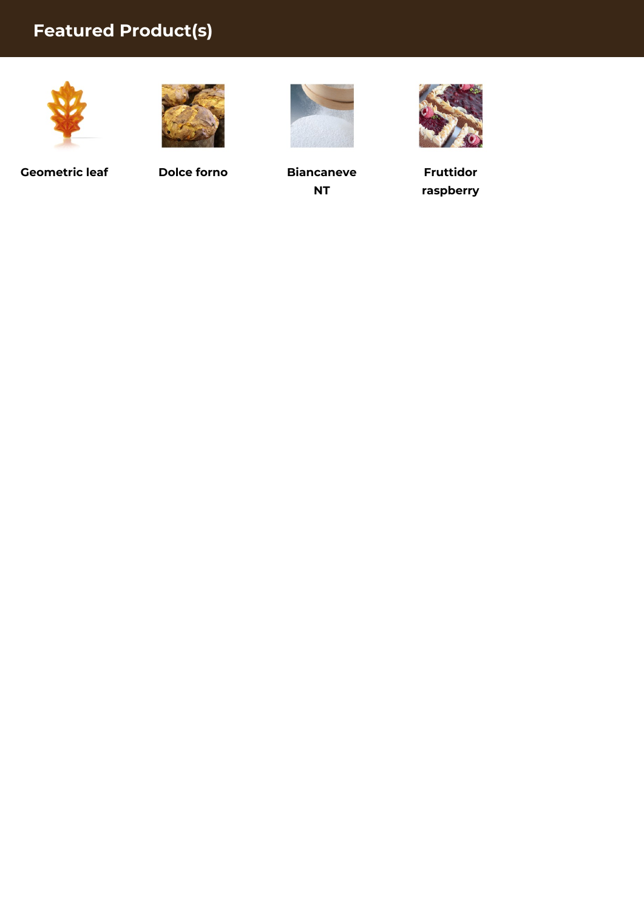## Featured Product(s)

**Geometric leaf**

**Dolce forno**

**Biancaneve NT**

**Fruttidor raspberry**